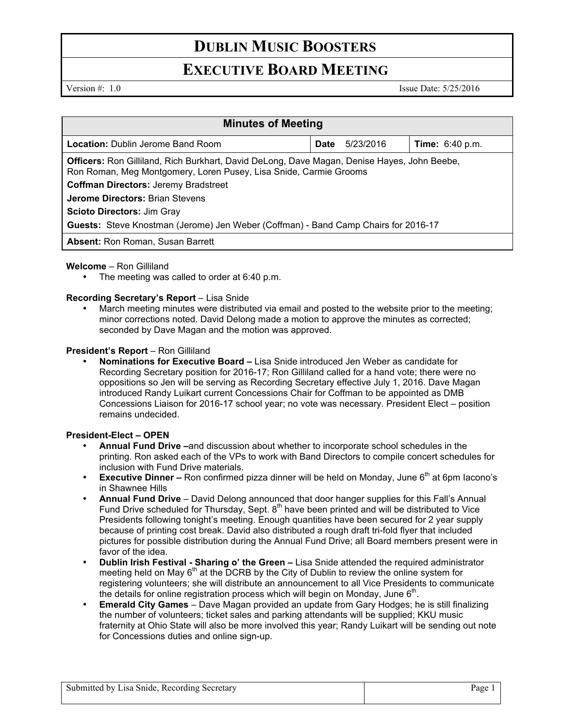# DUBLIN MUSIC BOOSTERS

## EXECUTIVE BOARD MEETING

Version #: 1.0 Issue Date: 5/25/2016

| Minutes of Meeting | | |
|---|---|---|
| **Location:** Dublin Jerome Band Room | **Date** 5/23/2016 | **Time:** 6:40 p.m. |
| **Officers:** Ron Gilliland, Rich Burkhart, David DeLong, Dave Magan, Denise Hayes, John Beebe, Ron Roman, Meg Montgomery, Loren Pusey, Lisa Snide, Carmie Grooms<br>**Coffman Directors:** Jeremy Bradstreet<br>**Jerome Directors:** Brian Stevens<br>**Scioto Directors:** Jim Gray<br>**Guests:** Steve Knostman (Jerome) Jen Weber (Coffman) - Band Camp Chairs for 2016-17 | | |
| **Absent:** Ron Roman, Susan Barrett | | |

**Welcome** – Ron Gilliland

- The meeting was called to order at 6:40 p.m.

**Recording Secretary's Report** – Lisa Snide

- March meeting minutes were distributed via email and posted to the website prior to the meeting; minor corrections noted. David Delong made a motion to approve the minutes as corrected; seconded by Dave Magan and the motion was approved.

**President's Report** – Ron Gilliland

- **Nominations for Executive Board –** Lisa Snide introduced Jen Weber as candidate for Recording Secretary position for 2016-17; Ron Gilliland called for a hand vote; there were no oppositions so Jen will be serving as Recording Secretary effective July 1, 2016. Dave Magan introduced Randy Luikart current Concessions Chair for Coffman to be appointed as DMB Concessions Liaison for 2016-17 school year; no vote was necessary. President Elect – position remains undecided.

**President-Elect – OPEN**

- **Annual Fund Drive –**and discussion about whether to incorporate school schedules in the printing. Ron asked each of the VPs to work with Band Directors to compile concert schedules for inclusion with Fund Drive materials.
- **Executive Dinner –** Ron confirmed pizza dinner will be held on Monday, June 6th at 6pm Iacono's in Shawnee Hills
- **Annual Fund Drive** – David Delong announced that door hanger supplies for this Fall's Annual Fund Drive scheduled for Thursday, Sept. 8th have been printed and will be distributed to Vice Presidents following tonight's meeting. Enough quantities have been secured for 2 year supply because of printing cost break. David also distributed a rough draft tri-fold flyer that included pictures for possible distribution during the Annual Fund Drive; all Board members present were in favor of the idea.
- **Dublin Irish Festival - Sharing o' the Green –** Lisa Snide attended the required administrator meeting held on May 6th at the DCRB by the City of Dublin to review the online system for registering volunteers; she will distribute an announcement to all Vice Presidents to communicate the details for online registration process which will begin on Monday, June 6th.
- **Emerald City Games** – Dave Magan provided an update from Gary Hodges; he is still finalizing the number of volunteers; ticket sales and parking attendants will be supplied; KKU music fraternity at Ohio State will also be more involved this year; Randy Luikart will be sending out note for Concessions duties and online sign-up.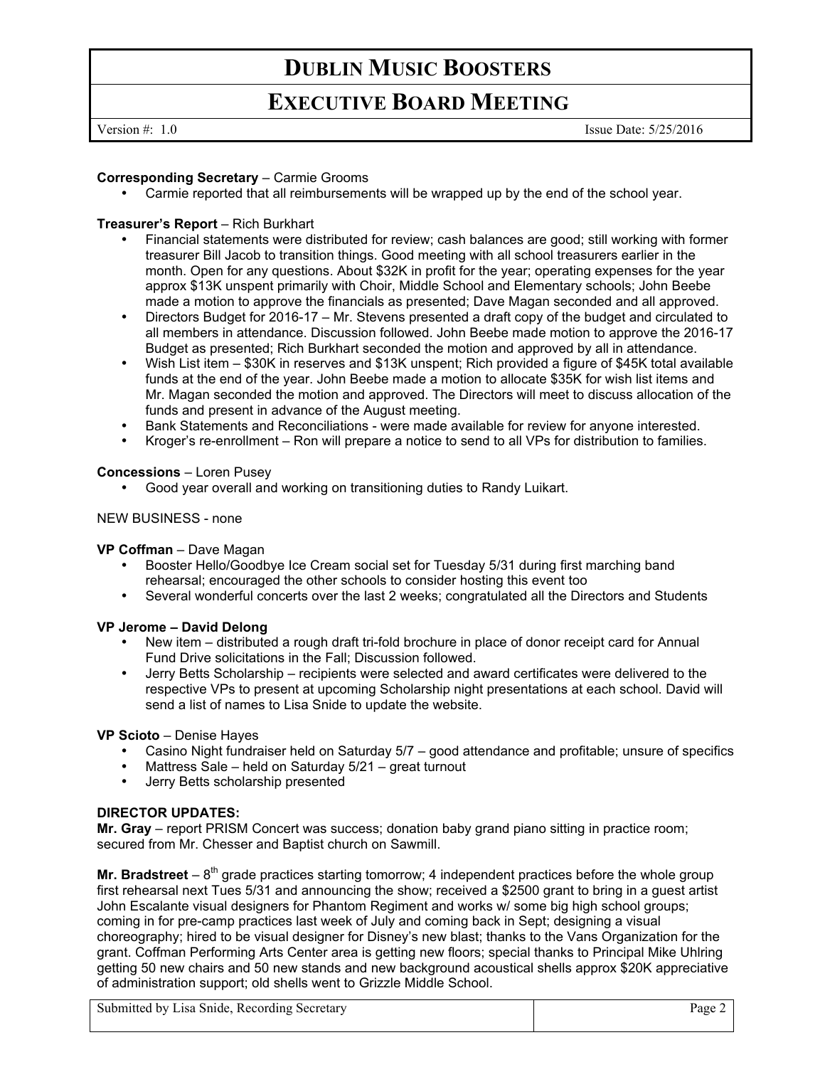**Corresponding Secretary** – Carmie Grooms

- Carmie reported that all reimbursements will be wrapped up by the end of the school year.

**Treasurer's Report** – Rich Burkhart

- Financial statements were distributed for review; cash balances are good; still working with former treasurer Bill Jacob to transition things. Good meeting with all school treasurers earlier in the month. Open for any questions. About $32K in profit for the year; operating expenses for the year approx $13K unspent primarily with Choir, Middle School and Elementary schools; John Beebe made a motion to approve the financials as presented; Dave Magan seconded and all approved.
- Directors Budget for 2016-17 – Mr. Stevens presented a draft copy of the budget and circulated to all members in attendance. Discussion followed. John Beebe made motion to approve the 2016-17 Budget as presented; Rich Burkhart seconded the motion and approved by all in attendance.
- Wish List item – $30K in reserves and $13K unspent; Rich provided a figure of $45K total available funds at the end of the year. John Beebe made a motion to allocate $35K for wish list items and Mr. Magan seconded the motion and approved. The Directors will meet to discuss allocation of the funds and present in advance of the August meeting.
- Bank Statements and Reconciliations - were made available for review for anyone interested.
- Kroger's re-enrollment – Ron will prepare a notice to send to all VPs for distribution to families.

**Concessions** – Loren Pusey

- Good year overall and working on transitioning duties to Randy Luikart.

NEW BUSINESS - none

**VP Coffman** – Dave Magan

- Booster Hello/Goodbye Ice Cream social set for Tuesday 5/31 during first marching band rehearsal; encouraged the other schools to consider hosting this event too
- Several wonderful concerts over the last 2 weeks; congratulated all the Directors and Students

**VP Jerome – David Delong**

- New item – distributed a rough draft tri-fold brochure in place of donor receipt card for Annual Fund Drive solicitations in the Fall; Discussion followed.
- Jerry Betts Scholarship – recipients were selected and award certificates were delivered to the respective VPs to present at upcoming Scholarship night presentations at each school. David will send a list of names to Lisa Snide to update the website.

**VP Scioto** – Denise Hayes

- Casino Night fundraiser held on Saturday 5/7 – good attendance and profitable; unsure of specifics
- Mattress Sale – held on Saturday 5/21 – great turnout
- Jerry Betts scholarship presented

**DIRECTOR UPDATES:**

**Mr. Gray** – report PRISM Concert was success; donation baby grand piano sitting in practice room; secured from Mr. Chesser and Baptist church on Sawmill.

**Mr. Bradstreet** – 8th grade practices starting tomorrow; 4 independent practices before the whole group first rehearsal next Tues 5/31 and announcing the show; received a $2500 grant to bring in a guest artist John Escalante visual designers for Phantom Regiment and works w/ some big high school groups; coming in for pre-camp practices last week of July and coming back in Sept; designing a visual choreography; hired to be visual designer for Disney's new blast; thanks to the Vans Organization for the grant. Coffman Performing Arts Center area is getting new floors; special thanks to Principal Mike Uhlring getting 50 new chairs and 50 new stands and new background acoustical shells approx $20K appreciative of administration support; old shells went to Grizzle Middle School.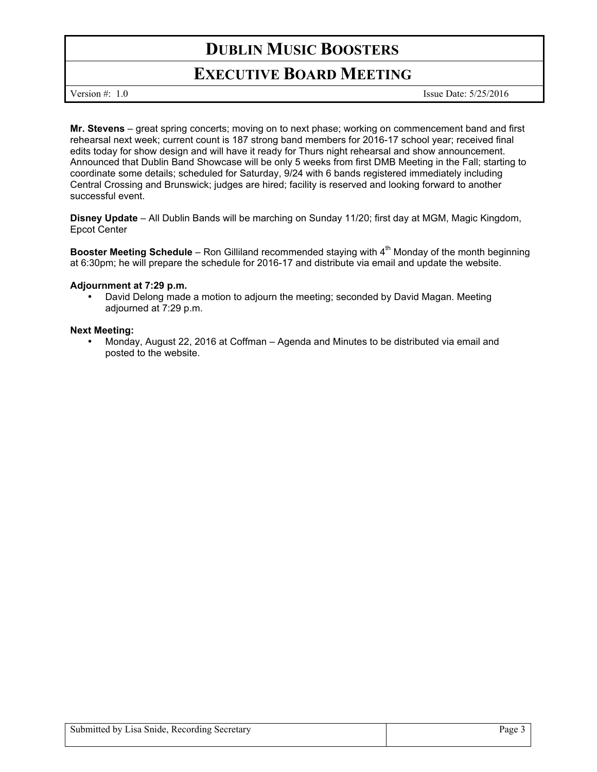**Mr. Stevens** – great spring concerts; moving on to next phase; working on commencement band and first rehearsal next week; current count is 187 strong band members for 2016-17 school year; received final edits today for show design and will have it ready for Thurs night rehearsal and show announcement. Announced that Dublin Band Showcase will be only 5 weeks from first DMB Meeting in the Fall; starting to coordinate some details; scheduled for Saturday, 9/24 with 6 bands registered immediately including Central Crossing and Brunswick; judges are hired; facility is reserved and looking forward to another successful event.

**Disney Update** – All Dublin Bands will be marching on Sunday 11/20; first day at MGM, Magic Kingdom, Epcot Center

**Booster Meeting Schedule** – Ron Gilliland recommended staying with 4th Monday of the month beginning at 6:30pm; he will prepare the schedule for 2016-17 and distribute via email and update the website.

**Adjournment at 7:29 p.m.**

- David Delong made a motion to adjourn the meeting; seconded by David Magan. Meeting adjourned at 7:29 p.m.

**Next Meeting:**

- Monday, August 22, 2016 at Coffman – Agenda and Minutes to be distributed via email and posted to the website.

Submitted by Lisa Snide, Recording Secretary